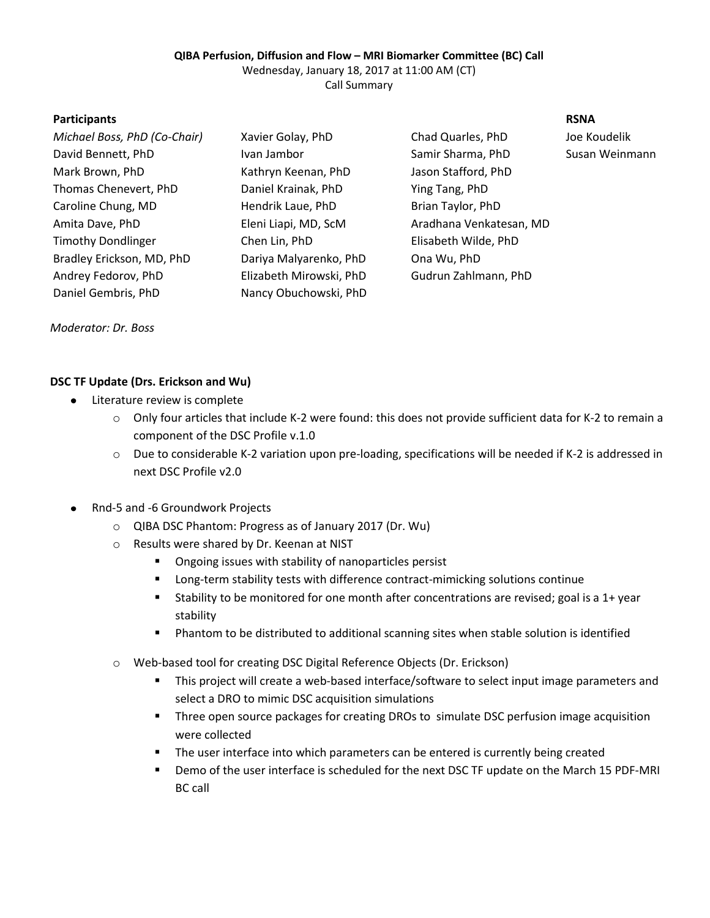**QIBA Perfusion, Diffusion and Flow – MRI Biomarker Committee (BC) Call**

Wednesday, January 18, 2017 at 11:00 AM (CT)

Call Summary

**Participants**

*Michael Boss, PhD (Co-Chair)*
David Bennett, PhD
Mark Brown, PhD
Thomas Chenevert, PhD
Caroline Chung, MD
Amita Dave, PhD
Timothy Dondlinger
Bradley Erickson, MD, PhD
Andrey Fedorov, PhD
Daniel Gembris, PhD
Xavier Golay, PhD
Ivan Jambor
Kathryn Keenan, PhD
Daniel Krainak, PhD
Hendrik Laue, PhD
Eleni Liapi, MD, ScM
Chen Lin, PhD
Dariya Malyarenko, PhD
Elizabeth Mirowski, PhD
Nancy Obuchowski, PhD
Chad Quarles, PhD
Samir Sharma, PhD
Jason Stafford, PhD
Ying Tang, PhD
Brian Taylor, PhD
Aradhana Venkatesan, MD
Elisabeth Wilde, PhD
Ona Wu, PhD
Gudrun Zahlmann, PhD

**RSNA**

Joe Koudelik
Susan Weinmann

*Moderator: Dr. Boss*

**DSC TF Update (Drs. Erickson and Wu)**

- Literature review is complete
  - Only four articles that include K-2 were found: this does not provide sufficient data for K-2 to remain a component of the DSC Profile v.1.0
  - Due to considerable K-2 variation upon pre-loading, specifications will be needed if K-2 is addressed in next DSC Profile v2.0
- Rnd-5 and -6 Groundwork Projects
  - QIBA DSC Phantom: Progress as of January 2017 (Dr. Wu)
  - Results were shared by Dr. Keenan at NIST
    - Ongoing issues with stability of nanoparticles persist
    - Long-term stability tests with difference contract-mimicking solutions continue
    - Stability to be monitored for one month after concentrations are revised; goal is a 1+ year stability
    - Phantom to be distributed to additional scanning sites when stable solution is identified
  - Web-based tool for creating DSC Digital Reference Objects (Dr. Erickson)
    - This project will create a web-based interface/software to select input image parameters and select a DRO to mimic DSC acquisition simulations
    - Three open source packages for creating DROs to simulate DSC perfusion image acquisition were collected
    - The user interface into which parameters can be entered is currently being created
    - Demo of the user interface is scheduled for the next DSC TF update on the March 15 PDF-MRI BC call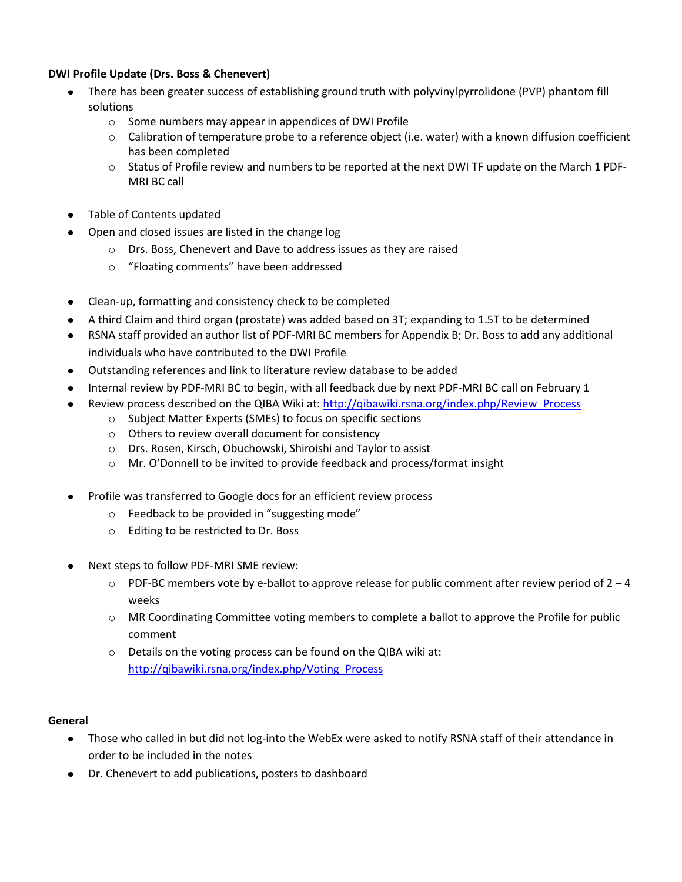**DWI Profile Update (Drs. Boss & Chenevert)**

- There has been greater success of establishing ground truth with polyvinylpyrrolidone (PVP) phantom fill solutions
  - Some numbers may appear in appendices of DWI Profile
  - Calibration of temperature probe to a reference object (i.e. water) with a known diffusion coefficient has been completed
  - Status of Profile review and numbers to be reported at the next DWI TF update on the March 1 PDF-MRI BC call

- Table of Contents updated
- Open and closed issues are listed in the change log
  - Drs. Boss, Chenevert and Dave to address issues as they are raised
  - "Floating comments" have been addressed

- Clean-up, formatting and consistency check to be completed
- A third Claim and third organ (prostate) was added based on 3T; expanding to 1.5T to be determined
- RSNA staff provided an author list of PDF-MRI BC members for Appendix B; Dr. Boss to add any additional individuals who have contributed to the DWI Profile
- Outstanding references and link to literature review database to be added
- Internal review by PDF-MRI BC to begin, with all feedback due by next PDF-MRI BC call on February 1
- Review process described on the QIBA Wiki at: http://qibawiki.rsna.org/index.php/Review_Process
  - Subject Matter Experts (SMEs) to focus on specific sections
  - Others to review overall document for consistency
  - Drs. Rosen, Kirsch, Obuchowski, Shiroishi and Taylor to assist
  - Mr. O'Donnell to be invited to provide feedback and process/format insight

- Profile was transferred to Google docs for an efficient review process
  - Feedback to be provided in "suggesting mode"
  - Editing to be restricted to Dr. Boss

- Next steps to follow PDF-MRI SME review:
  - PDF-BC members vote by e-ballot to approve release for public comment after review period of 2 – 4 weeks
  - MR Coordinating Committee voting members to complete a ballot to approve the Profile for public comment
  - Details on the voting process can be found on the QIBA wiki at: http://qibawiki.rsna.org/index.php/Voting_Process

**General**

- Those who called in but did not log-into the WebEx were asked to notify RSNA staff of their attendance in order to be included in the notes
- Dr. Chenevert to add publications, posters to dashboard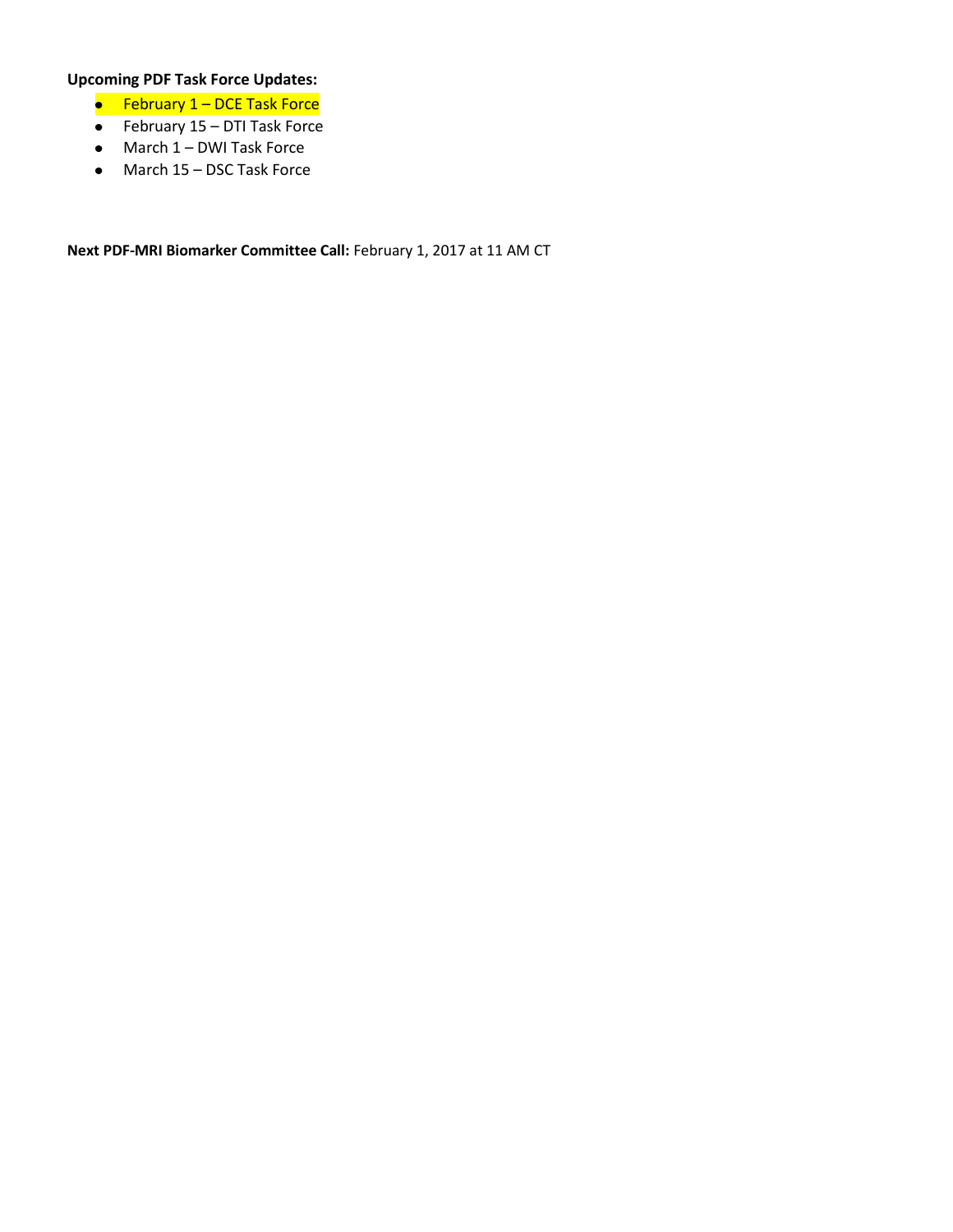**Upcoming PDF Task Force Updates:**

- February 1 – DCE Task Force
- February 15 – DTI Task Force
- March 1 – DWI Task Force
- March 15 – DSC Task Force

**Next PDF-MRI Biomarker Committee Call:** February 1, 2017 at 11 AM CT